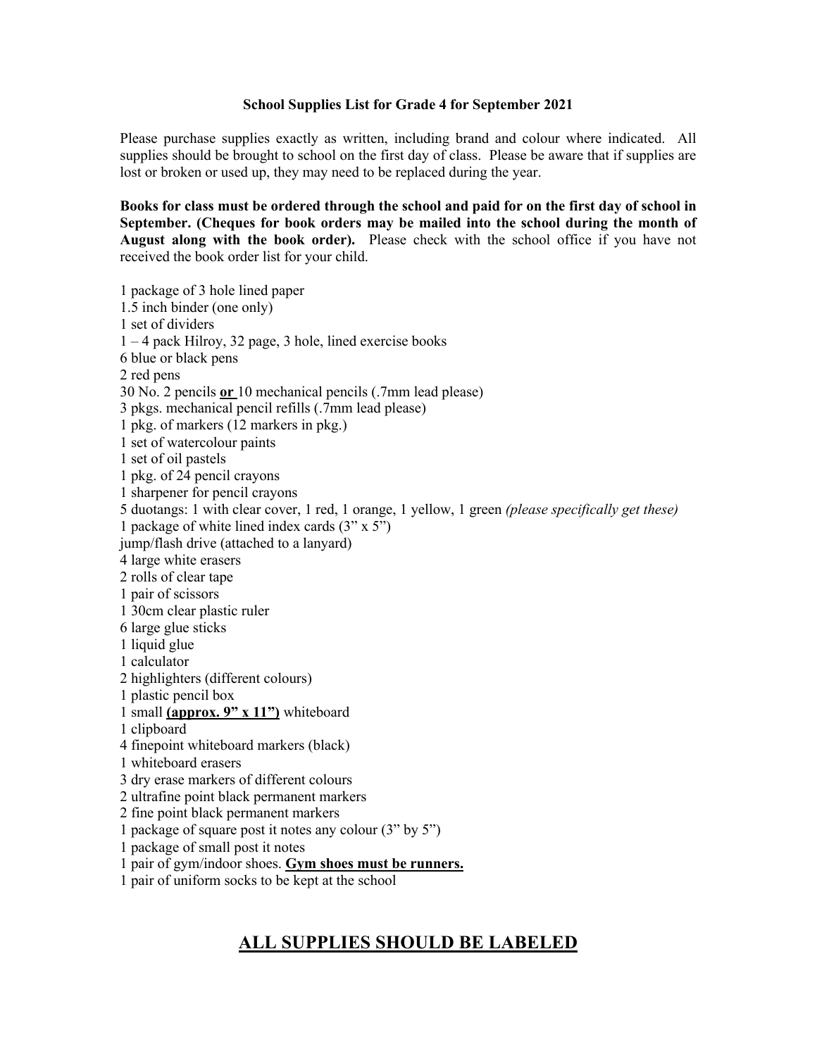**School Supplies List for Grade 4 for September 2021**

Please purchase supplies exactly as written, including brand and colour where indicated. All supplies should be brought to school on the first day of class. Please be aware that if supplies are lost or broken or used up, they may need to be replaced during the year.

**Books for class must be ordered through the school and paid for on the first day of school in September. (Cheques for book orders may be mailed into the school during the month of August along with the book order).** Please check with the school office if you have not received the book order list for your child.

1 package of 3 hole lined paper
1.5 inch binder (one only)
1 set of dividers
1 – 4 pack Hilroy, 32 page, 3 hole, lined exercise books
6 blue or black pens
2 red pens
30 No. 2 pencils **or** 10 mechanical pencils (.7mm lead please)
3 pkgs. mechanical pencil refills (.7mm lead please)
1 pkg. of markers (12 markers in pkg.)
1 set of watercolour paints
1 set of oil pastels
1 pkg. of 24 pencil crayons
1 sharpener for pencil crayons
5 duotangs: 1 with clear cover, 1 red, 1 orange, 1 yellow, 1 green *(please specifically get these)*
1 package of white lined index cards (3" x 5")
jump/flash drive (attached to a lanyard)
4 large white erasers
2 rolls of clear tape
1 pair of scissors
1 30cm clear plastic ruler
6 large glue sticks
1 liquid glue
1 calculator
2 highlighters (different colours)
1 plastic pencil box
1 small **(approx. 9" x 11")** whiteboard
1 clipboard
4 finepoint whiteboard markers (black)
1 whiteboard erasers
3 dry erase markers of different colours
2 ultrafine point black permanent markers
2 fine point black permanent markers
1 package of square post it notes any colour (3" by 5")
1 package of small post it notes
1 pair of gym/indoor shoes. **Gym shoes must be runners.**
1 pair of uniform socks to be kept at the school

## ALL SUPPLIES SHOULD BE LABELED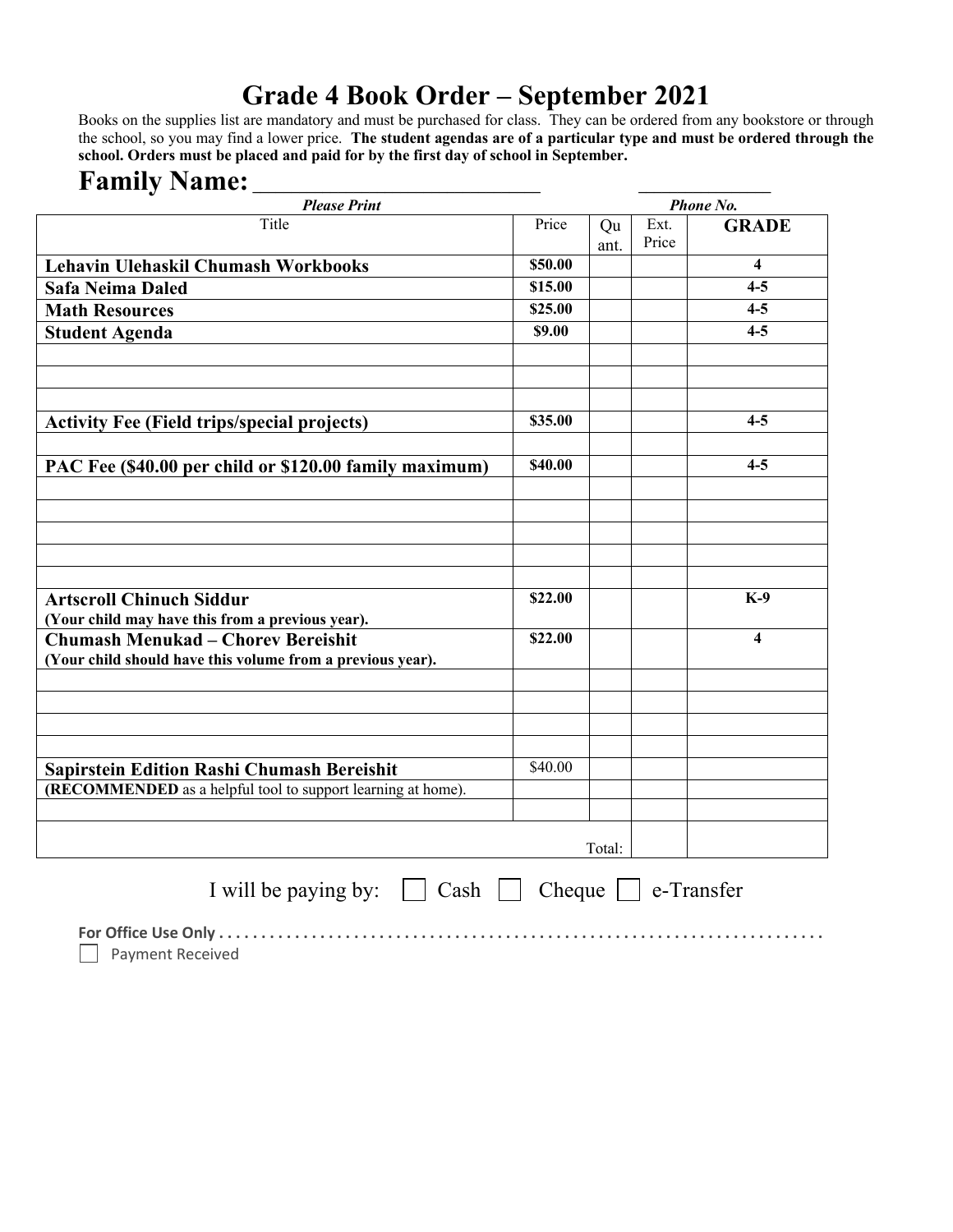# Grade 4 Book Order – September 2021

Books on the supplies list are mandatory and must be purchased for class. They can be ordered from any bookstore or through the school, so you may find a lower price. **The student agendas are of a particular type and must be ordered through the school. Orders must be placed and paid for by the first day of school in September.**

**Family Name:** ________________________ ______________

***Please Print*** ***Phone No.***

| Title | Price | Quant. | Ext. Price | GRADE |
|---|---|---|---|---|
| **Lehavin Ulehaskil Chumash Workbooks** | **$50.00** | | | **4** |
| **Safa Neima Daled** | **$15.00** | | | **4-5** |
| **Math Resources** | **$25.00** | | | **4-5** |
| **Student Agenda** | **$9.00** | | | **4-5** |
| | | | | |
| | | | | |
| | | | | |
| **Activity Fee (Field trips/special projects)** | **$35.00** | | | **4-5** |
| | | | | |
| **PAC Fee ($40.00 per child or $120.00 family maximum)** | **$40.00** | | | **4-5** |
| | | | | |
| | | | | |
| | | | | |
| | | | | |
| | | | | |
| **Artscroll Chinuch Siddur** **(Your child may have this from a previous year).** | **$22.00** | | | **K-9** |
| **Chumash Menukad – Chorev Bereishit** **(Your child should have this volume from a previous year).** | **$22.00** | | | **4** |
| | | | | |
| | | | | |
| | | | | |
| | | | | |
| **Sapirstein Edition Rashi Chumash Bereishit** | $40.00 | | | |
| **(RECOMMENDED** as a helpful tool to support learning at home). | | | | |
| | | | | |
| | | Total: | | |

I will be paying by: ☐ Cash ☐ Cheque ☐ e-Transfer

**For Office Use Only** . . . . . . . . . . . . . . . . . . . . . . . . . . . . . . . . . . . . . . . . . . . . . . . . . . . . . . . . . . . . . . . . . . . . . . . . .

☐ Payment Received